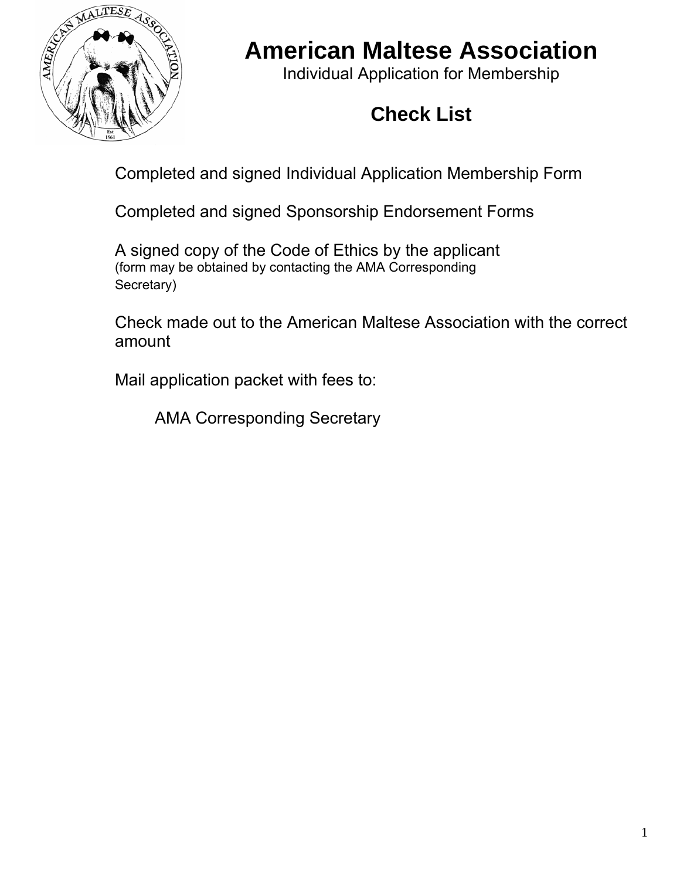# American Maltese Association

Individual Application for Membership

## Check List

Completed and signed Individual Application Membership Form

Completed and signed Sponsorship Endorsement Forms

A signed copy of the Code of Ethics by the applicant
(form may be obtained by contacting the AMA Corresponding Secretary)

Check made out to the American Maltese Association with the correct amount

Mail application packet with fees to:

AMA Corresponding Secretary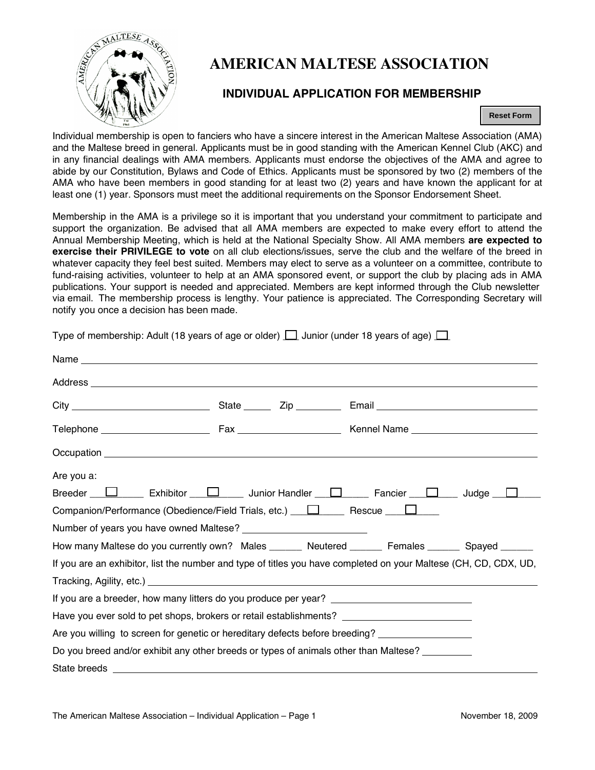# AMERICAN MALTESE ASSOCIATION

## INDIVIDUAL APPLICATION FOR MEMBERSHIP

Reset Form

Individual membership is open to fanciers who have a sincere interest in the American Maltese Association (AMA) and the Maltese breed in general. Applicants must be in good standing with the American Kennel Club (AKC) and in any financial dealings with AMA members. Applicants must endorse the objectives of the AMA and agree to abide by our Constitution, Bylaws and Code of Ethics. Applicants must be sponsored by two (2) members of the AMA who have been members in good standing for at least two (2) years and have known the applicant for at least one (1) year. Sponsors must meet the additional requirements on the Sponsor Endorsement Sheet.

Membership in the AMA is a privilege so it is important that you understand your commitment to participate and support the organization. Be advised that all AMA members are expected to make every effort to attend the Annual Membership Meeting, which is held at the National Specialty Show. All AMA members **are expected to exercise their PRIVILEGE to vote** on all club elections/issues, serve the club and the welfare of the breed in whatever capacity they feel best suited. Members may elect to serve as a volunteer on a committee, contribute to fund-raising activities, volunteer to help at an AMA sponsored event, or support the club by placing ads in AMA publications. Your support is needed and appreciated. Members are kept informed through the Club newsletter via email. The membership process is lengthy. Your patience is appreciated. The Corresponding Secretary will notify you once a decision has been made.

Type of membership: Adult (18 years of age or older) ☐ Junior (under 18 years of age) ☐

Name ______________________________

Address ______________________________

City ______________ State ______ Zip ________ Email ______________

Telephone ______________ Fax ______________ Kennel Name ______________

Occupation ______________________________

Are you a:

Breeder ☐ Exhibitor ☐ Junior Handler ☐ Fancier ☐ Judge ☐

Companion/Performance (Obedience/Field Trials, etc.) ☐ Rescue ☐

Number of years you have owned Maltese? ______________

How many Maltese do you currently own? Males ______ Neutered ______ Females ______ Spayed ______

If you are an exhibitor, list the number and type of titles you have completed on your Maltese (CH, CD, CDX, UD, Tracking, Agility, etc.) ______________________________

If you are a breeder, how many litters do you produce per year? ______________

Have you ever sold to pet shops, brokers or retail establishments? ______________

Are you willing to screen for genetic or hereditary defects before breeding? ______________

Do you breed and/or exhibit any other breeds or types of animals other than Maltese? ________

State breeds ______________________________

November 18, 2009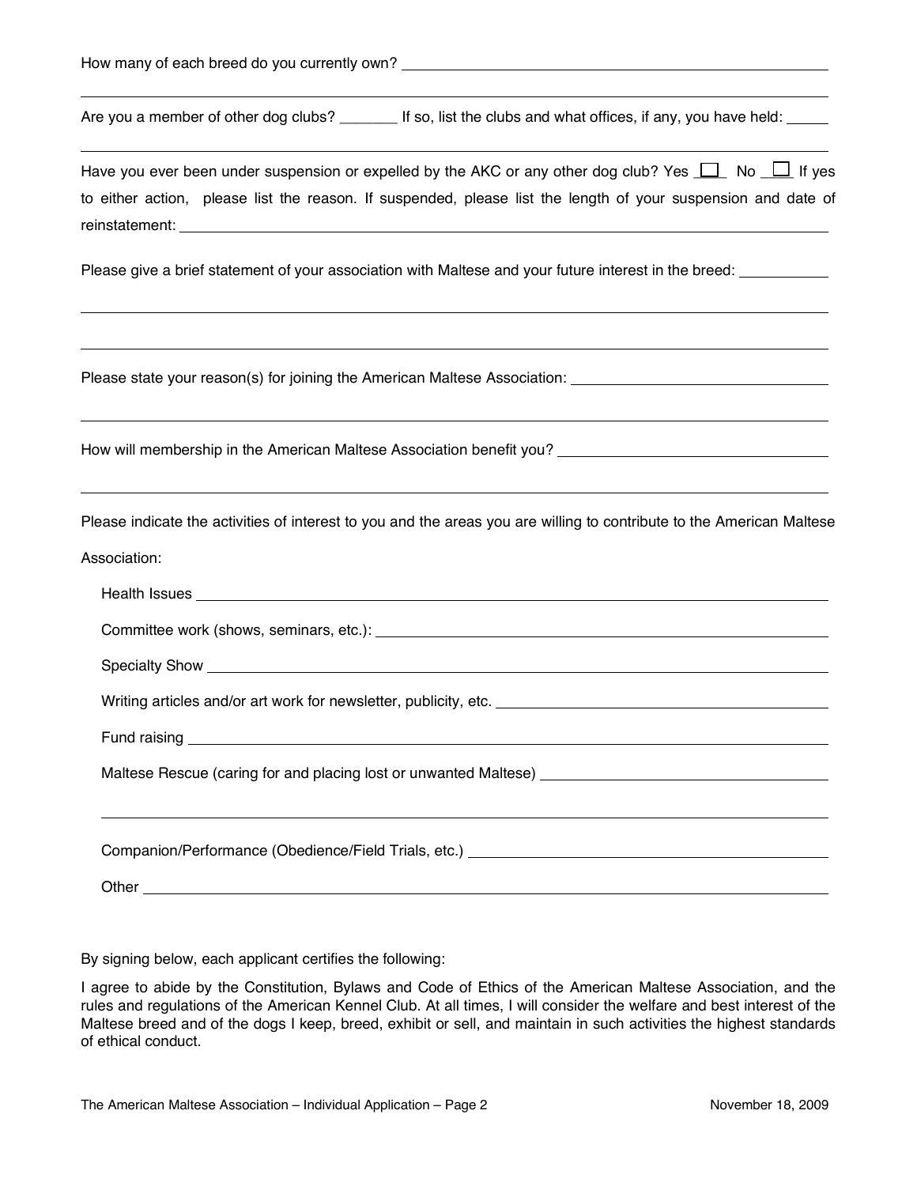How many of each breed do you currently own? ______________________________

______________________________________________________________________

Are you a member of other dog clubs? _______ If so, list the clubs and what offices, if any, you have held: _____

______________________________________________________________________

Have you ever been under suspension or expelled by the AKC or any other dog club? Yes ☐ No ☐ If yes to either action, please list the reason. If suspended, please list the length of your suspension and date of reinstatement: ______________________________

Please give a brief statement of your association with Maltese and your future interest in the breed: __________

______________________________________________________________________

______________________________________________________________________

Please state your reason(s) for joining the American Maltese Association: ______________________________

______________________________________________________________________

How will membership in the American Maltese Association benefit you? ______________________________

______________________________________________________________________

Please indicate the activities of interest to you and the areas you are willing to contribute to the American Maltese Association:

Health Issues ______________________________

Committee work (shows, seminars, etc.): ______________________________

Specialty Show ______________________________

Writing articles and/or art work for newsletter, publicity, etc. ______________________________

Fund raising ______________________________

Maltese Rescue (caring for and placing lost or unwanted Maltese) ______________________________

______________________________________________________________________

Companion/Performance (Obedience/Field Trials, etc.) ______________________________

Other ______________________________

By signing below, each applicant certifies the following:

I agree to abide by the Constitution, Bylaws and Code of Ethics of the American Maltese Association, and the rules and regulations of the American Kennel Club. At all times, I will consider the welfare and best interest of the Maltese breed and of the dogs I keep, breed, exhibit or sell, and maintain in such activities the highest standards of ethical conduct.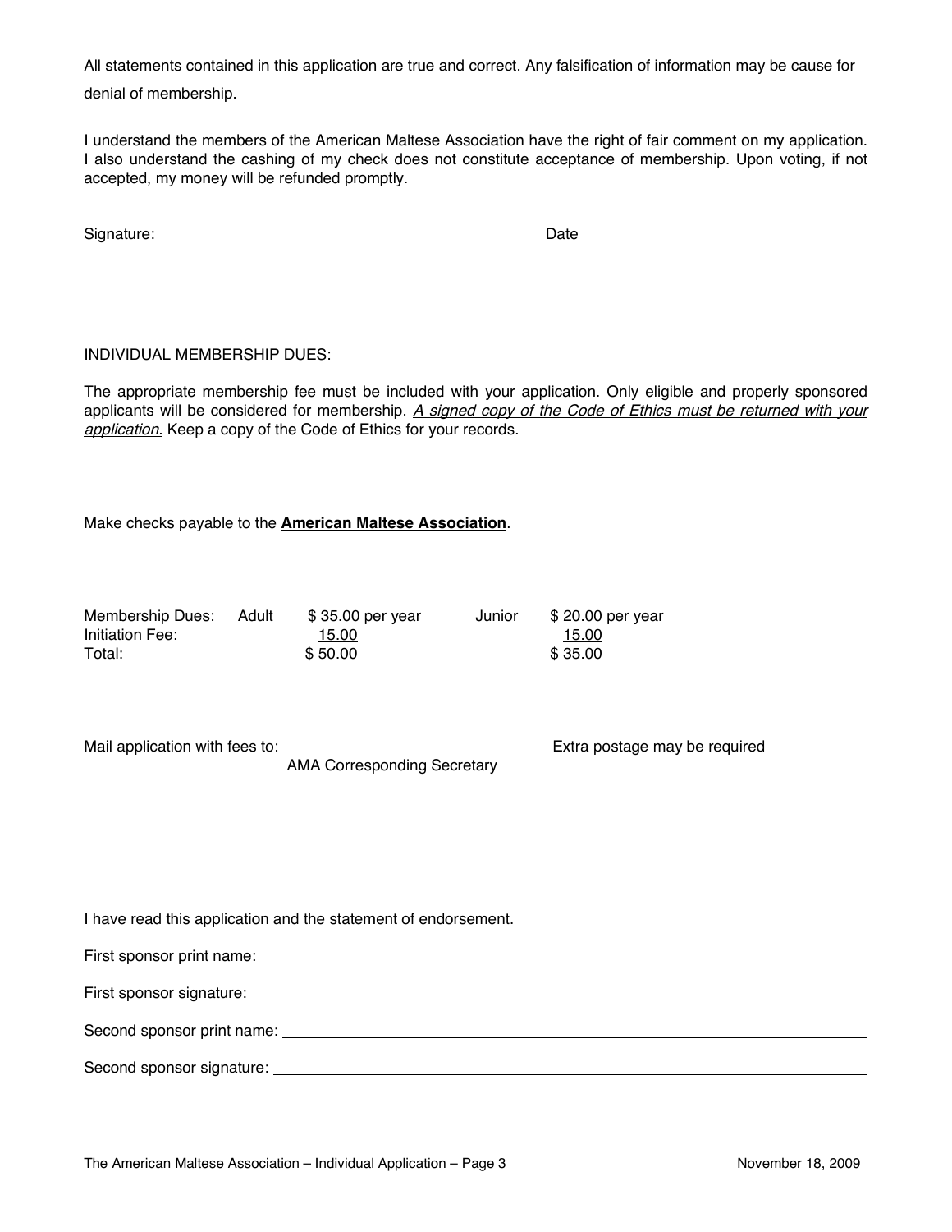All statements contained in this application are true and correct. Any falsification of information may be cause for denial of membership.

I understand the members of the American Maltese Association have the right of fair comment on my application. I also understand the cashing of my check does not constitute acceptance of membership. Upon voting, if not accepted, my money will be refunded promptly.

Signature: ______________________________ Date ______________________

INDIVIDUAL MEMBERSHIP DUES:

The appropriate membership fee must be included with your application. Only eligible and properly sponsored applicants will be considered for membership. *A signed copy of the Code of Ethics must be returned with your application.* Keep a copy of the Code of Ethics for your records.

Make checks payable to the **American Maltese Association**.

| | | | | |
|---|---|---|---|---|
| Membership Dues: | Adult | $ 35.00 per year | Junior | $ 20.00 per year |
| Initiation Fee: | | 15.00 | | 15.00 |
| Total: | | $ 50.00 | | $ 35.00 |

Mail application with fees to:

AMA Corresponding Secretary

Extra postage may be required

I have read this application and the statement of endorsement.

First sponsor print name: ______________________________

First sponsor signature: ______________________________

Second sponsor print name: ______________________________

Second sponsor signature: ______________________________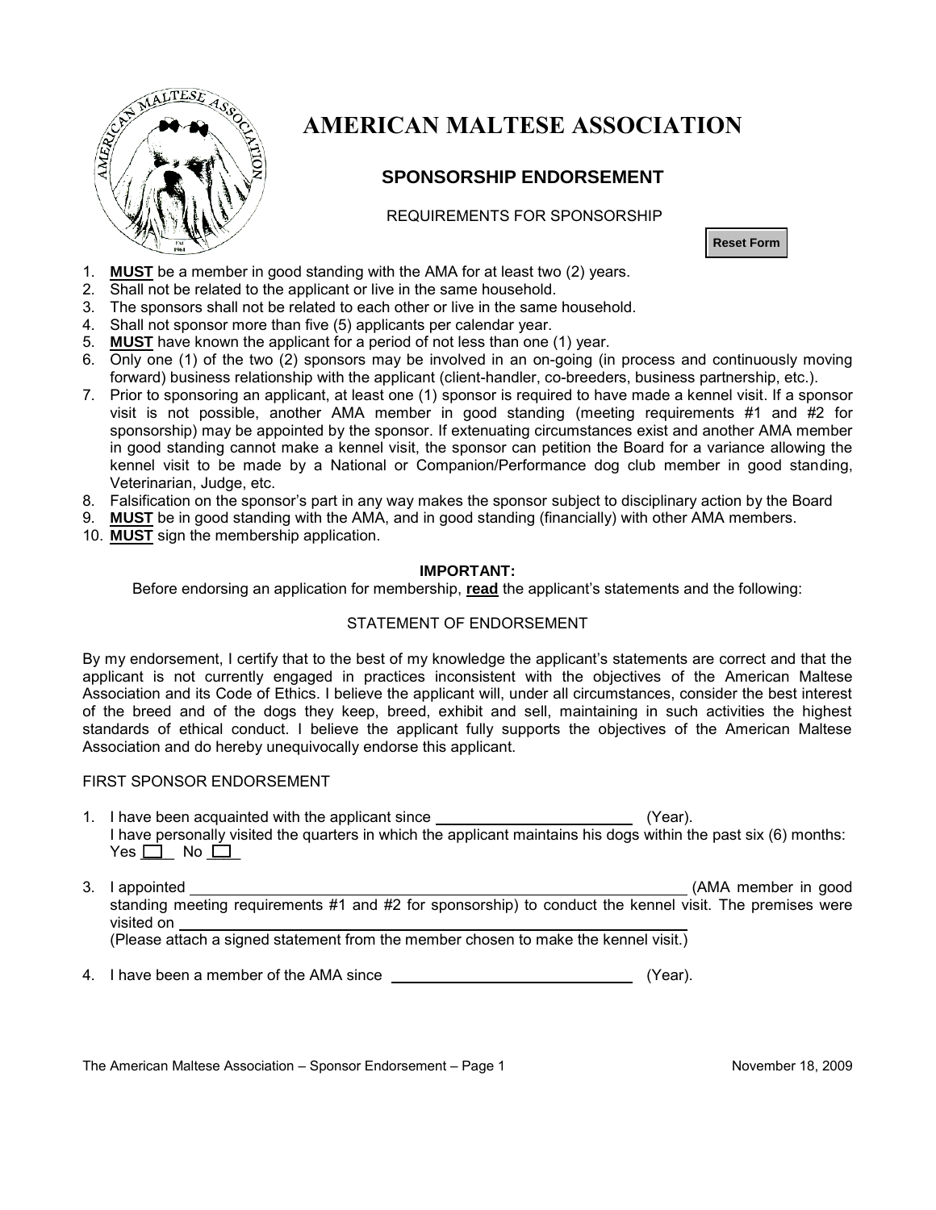# AMERICAN MALTESE ASSOCIATION

## SPONSORSHIP ENDORSEMENT

REQUIREMENTS FOR SPONSORSHIP

Reset Form

1. **MUST** be a member in good standing with the AMA for at least two (2) years.
2. Shall not be related to the applicant or live in the same household.
3. The sponsors shall not be related to each other or live in the same household.
4. Shall not sponsor more than five (5) applicants per calendar year.
5. **MUST** have known the applicant for a period of not less than one (1) year.
6. Only one (1) of the two (2) sponsors may be involved in an on-going (in process and continuously moving forward) business relationship with the applicant (client-handler, co-breeders, business partnership, etc.).
7. Prior to sponsoring an applicant, at least one (1) sponsor is required to have made a kennel visit. If a sponsor visit is not possible, another AMA member in good standing (meeting requirements #1 and #2 for sponsorship) may be appointed by the sponsor. If extenuating circumstances exist and another AMA member in good standing cannot make a kennel visit, the sponsor can petition the Board for a variance allowing the kennel visit to be made by a National or Companion/Performance dog club member in good standing, Veterinarian, Judge, etc.
8. Falsification on the sponsor's part in any way makes the sponsor subject to disciplinary action by the Board
9. **MUST** be in good standing with the AMA, and in good standing (financially) with other AMA members.
10. **MUST** sign the membership application.

**IMPORTANT:**

Before endorsing an application for membership, **read** the applicant's statements and the following:

STATEMENT OF ENDORSEMENT

By my endorsement, I certify that to the best of my knowledge the applicant's statements are correct and that the applicant is not currently engaged in practices inconsistent with the objectives of the American Maltese Association and its Code of Ethics. I believe the applicant will, under all circumstances, consider the best interest of the breed and of the dogs they keep, breed, exhibit and sell, maintaining in such activities the highest standards of ethical conduct. I believe the applicant fully supports the objectives of the American Maltese Association and do hereby unequivocally endorse this applicant.

FIRST SPONSOR ENDORSEMENT

1. I have been acquainted with the applicant since ________________ (Year).
   I have personally visited the quarters in which the applicant maintains his dogs within the past six (6) months: Yes ☐ No ☐

3. I appointed ________________________________ (AMA member in good standing meeting requirements #1 and #2 for sponsorship) to conduct the kennel visit. The premises were visited on ________________________________
   (Please attach a signed statement from the member chosen to make the kennel visit.)

4. I have been a member of the AMA since ________________ (Year).

The American Maltese Association – Sponsor Endorsement – Page 1 November 18, 2009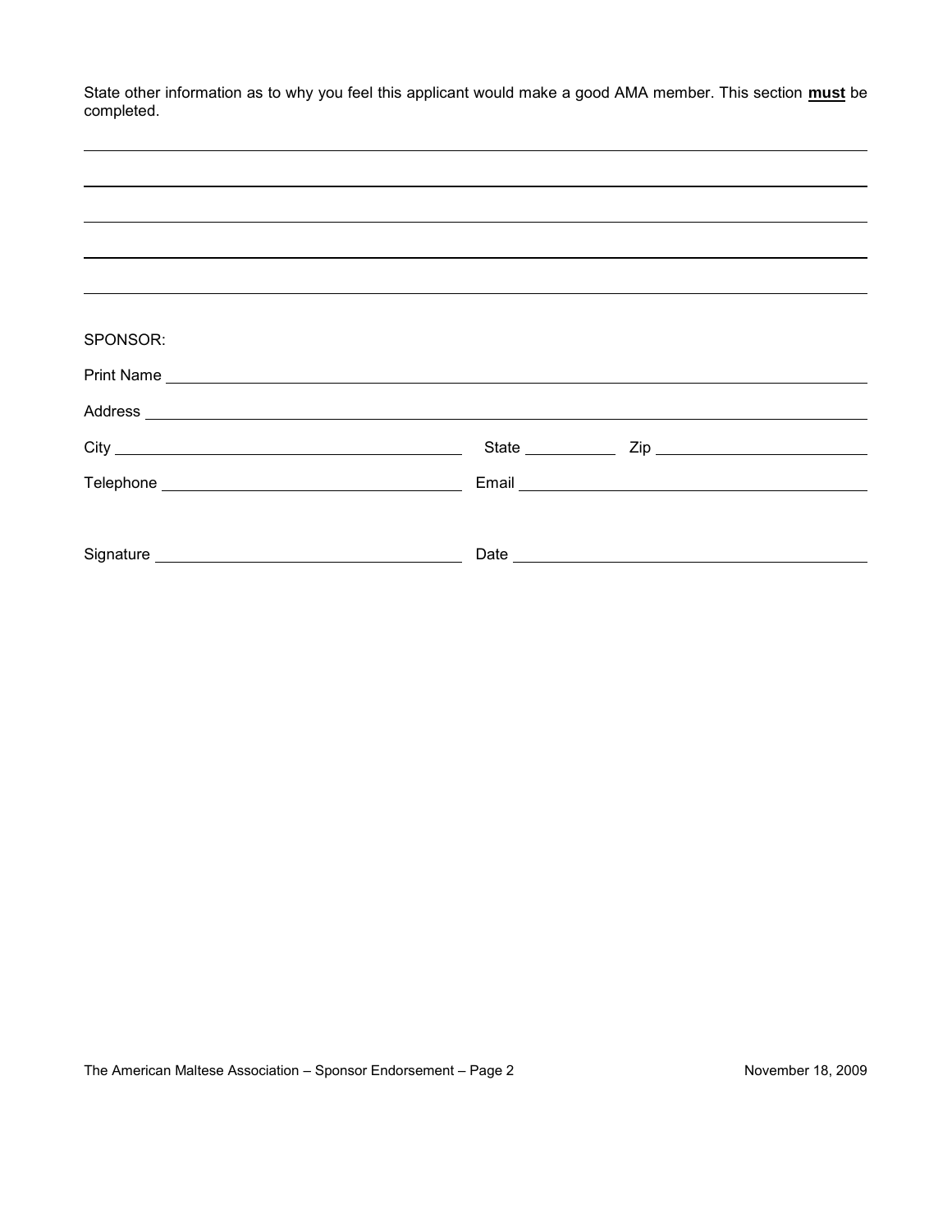State other information as to why you feel this applicant would make a good AMA member. This section **must** be completed.

______________________________________________________________________________

______________________________________________________________________________

______________________________________________________________________________

______________________________________________________________________________

______________________________________________________________________________

SPONSOR:

Print Name ______________________________________________________________

Address ________________________________________________________________

City ______________________________ State __________ Zip ____________________

Telephone __________________________ Email ______________________________

Signature __________________________ Date _______________________________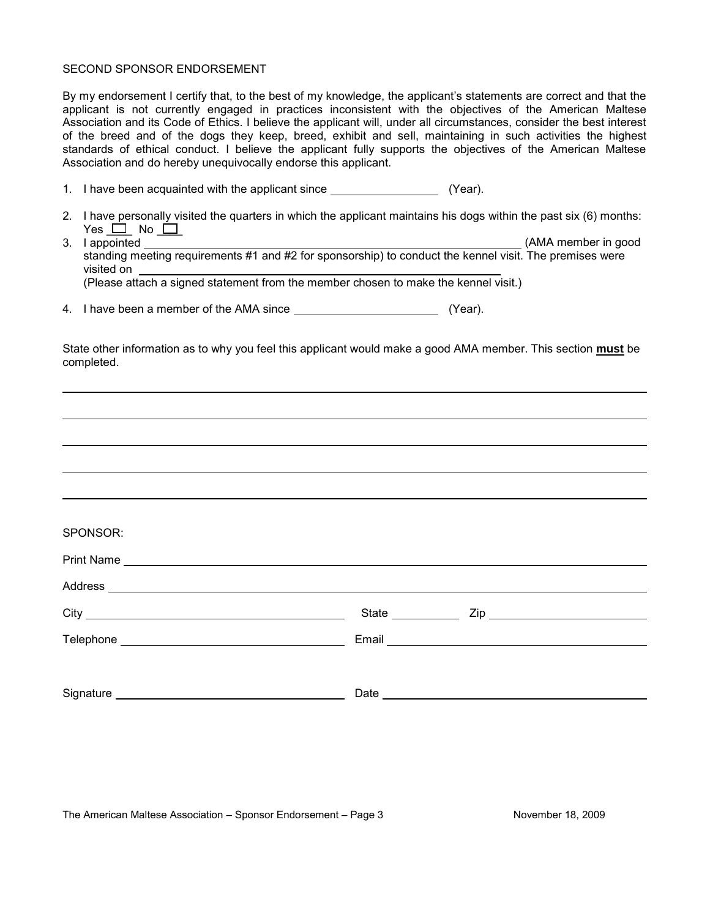SECOND SPONSOR ENDORSEMENT

By my endorsement I certify that, to the best of my knowledge, the applicant's statements are correct and that the applicant is not currently engaged in practices inconsistent with the objectives of the American Maltese Association and its Code of Ethics. I believe the applicant will, under all circumstances, consider the best interest of the breed and of the dogs they keep, breed, exhibit and sell, maintaining in such activities the highest standards of ethical conduct. I believe the applicant fully supports the objectives of the American Maltese Association and do hereby unequivocally endorse this applicant.

1. I have been acquainted with the applicant since ________________ (Year).
2. I have personally visited the quarters in which the applicant maintains his dogs within the past six (6) months: Yes ☐ No ☐
3. I appointed ____________________________________________ (AMA member in good standing meeting requirements #1 and #2 for sponsorship) to conduct the kennel visit. The premises were visited on ____________________________________________
   (Please attach a signed statement from the member chosen to make the kennel visit.)
4. I have been a member of the AMA since ____________________ (Year).

State other information as to why you feel this applicant would make a good AMA member. This section **must** be completed.

______________________________________________________________________________

______________________________________________________________________________

______________________________________________________________________________

______________________________________________________________________________

______________________________________________________________________________

SPONSOR:

Print Name ______________________________________________________________________

Address _________________________________________________________________________

City ______________________________ State __________ Zip ____________________

Telephone __________________________ Email ________________________________

Signature __________________________ Date _________________________________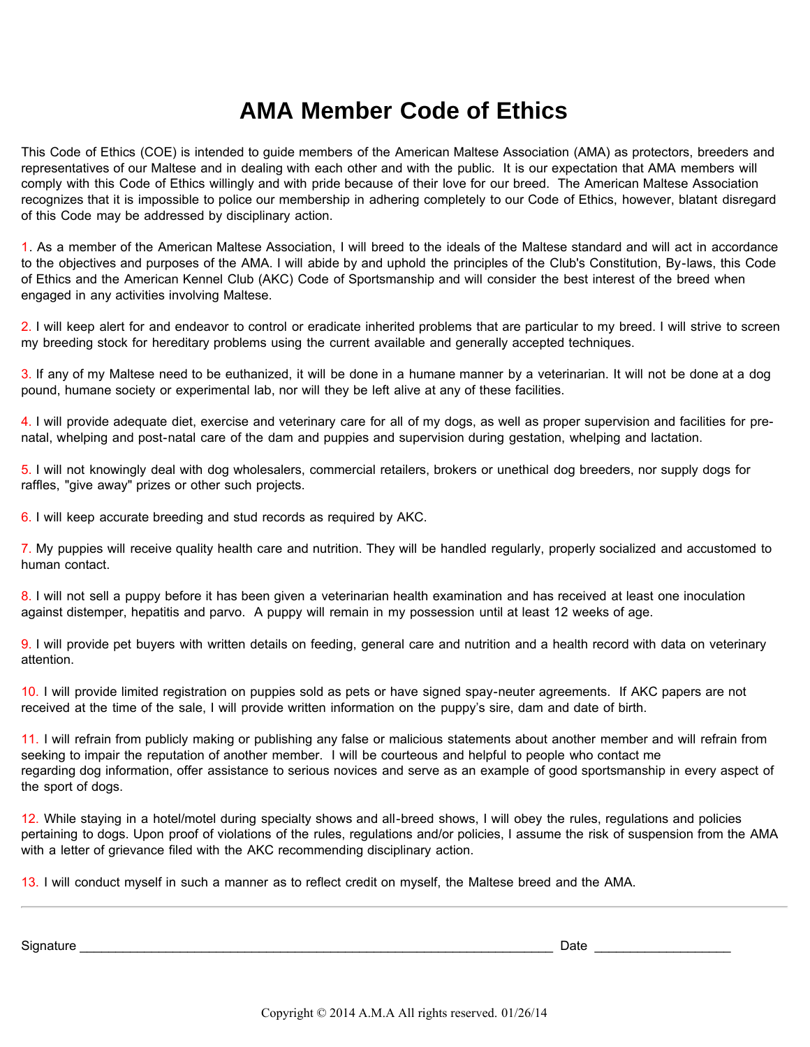# AMA Member Code of Ethics

This Code of Ethics (COE) is intended to guide members of the American Maltese Association (AMA) as protectors, breeders and representatives of our Maltese and in dealing with each other and with the public. It is our expectation that AMA members will comply with this Code of Ethics willingly and with pride because of their love for our breed. The American Maltese Association recognizes that it is impossible to police our membership in adhering completely to our Code of Ethics, however, blatant disregard of this Code may be addressed by disciplinary action.

1. As a member of the American Maltese Association, I will breed to the ideals of the Maltese standard and will act in accordance to the objectives and purposes of the AMA. I will abide by and uphold the principles of the Club's Constitution, By-laws, this Code of Ethics and the American Kennel Club (AKC) Code of Sportsmanship and will consider the best interest of the breed when engaged in any activities involving Maltese.

2. I will keep alert for and endeavor to control or eradicate inherited problems that are particular to my breed. I will strive to screen my breeding stock for hereditary problems using the current available and generally accepted techniques.

3. If any of my Maltese need to be euthanized, it will be done in a humane manner by a veterinarian. It will not be done at a dog pound, humane society or experimental lab, nor will they be left alive at any of these facilities.

4. I will provide adequate diet, exercise and veterinary care for all of my dogs, as well as proper supervision and facilities for pre-natal, whelping and post-natal care of the dam and puppies and supervision during gestation, whelping and lactation.

5. I will not knowingly deal with dog wholesalers, commercial retailers, brokers or unethical dog breeders, nor supply dogs for raffles, "give away" prizes or other such projects.

6. I will keep accurate breeding and stud records as required by AKC.

7. My puppies will receive quality health care and nutrition. They will be handled regularly, properly socialized and accustomed to human contact.

8. I will not sell a puppy before it has been given a veterinarian health examination and has received at least one inoculation against distemper, hepatitis and parvo. A puppy will remain in my possession until at least 12 weeks of age.

9. I will provide pet buyers with written details on feeding, general care and nutrition and a health record with data on veterinary attention.

10. I will provide limited registration on puppies sold as pets or have signed spay-neuter agreements. If AKC papers are not received at the time of the sale, I will provide written information on the puppy's sire, dam and date of birth.

11. I will refrain from publicly making or publishing any false or malicious statements about another member and will refrain from seeking to impair the reputation of another member. I will be courteous and helpful to people who contact me regarding dog information, offer assistance to serious novices and serve as an example of good sportsmanship in every aspect of the sport of dogs.

12. While staying in a hotel/motel during specialty shows and all-breed shows, I will obey the rules, regulations and policies pertaining to dogs. Upon proof of violations of the rules, regulations and/or policies, I assume the risk of suspension from the AMA with a letter of grievance filed with the AKC recommending disciplinary action.

13. I will conduct myself in such a manner as to reflect credit on myself, the Maltese breed and the AMA.

---

Signature ____________________________________________ Date ________________

Copyright © 2014 A.M.A All rights reserved. 01/26/14